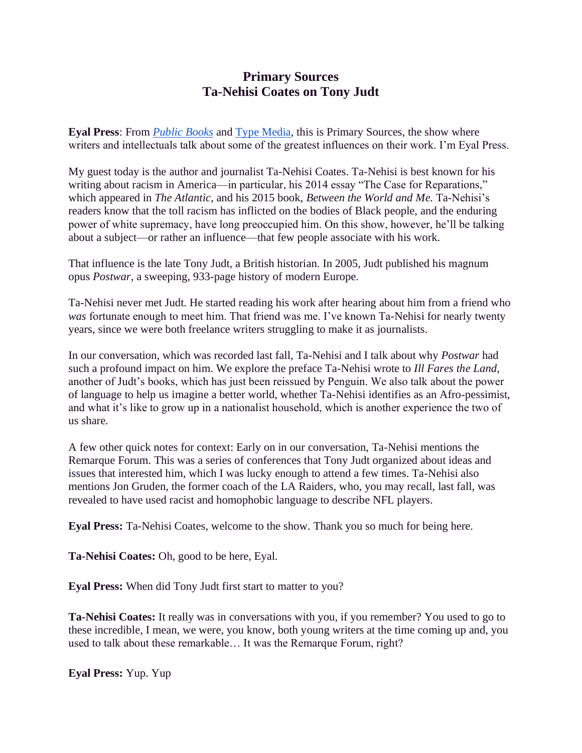# Primary Sources
# Ta-Nehisi Coates on Tony Judt

**Eyal Press**: From [*Public Books*]() and [Type Media](), this is Primary Sources, the show where writers and intellectuals talk about some of the greatest influences on their work. I'm Eyal Press.

My guest today is the author and journalist Ta-Nehisi Coates. Ta-Nehisi is best known for his writing about racism in America—in particular, his 2014 essay "The Case for Reparations," which appeared in *The Atlantic*, and his 2015 book, *Between the World and Me.* Ta-Nehisi's readers know that the toll racism has inflicted on the bodies of Black people, and the enduring power of white supremacy, have long preoccupied him. On this show, however, he'll be talking about a subject—or rather an influence—that few people associate with his work.

That influence is the late Tony Judt, a British historian. In 2005, Judt published his magnum opus *Postwar*, a sweeping, 933-page history of modern Europe.

Ta-Nehisi never met Judt. He started reading his work after hearing about him from a friend who *was* fortunate enough to meet him. That friend was me. I've known Ta-Nehisi for nearly twenty years, since we were both freelance writers struggling to make it as journalists.

In our conversation, which was recorded last fall, Ta-Nehisi and I talk about why *Postwar* had such a profound impact on him. We explore the preface Ta-Nehisi wrote to *Ill Fares the Land*, another of Judt's books, which has just been reissued by Penguin. We also talk about the power of language to help us imagine a better world, whether Ta-Nehisi identifies as an Afro-pessimist, and what it's like to grow up in a nationalist household, which is another experience the two of us share.

A few other quick notes for context: Early on in our conversation, Ta-Nehisi mentions the Remarque Forum. This was a series of conferences that Tony Judt organized about ideas and issues that interested him, which I was lucky enough to attend a few times. Ta-Nehisi also mentions Jon Gruden, the former coach of the LA Raiders, who, you may recall, last fall, was revealed to have used racist and homophobic language to describe NFL players.

**Eyal Press:** Ta-Nehisi Coates, welcome to the show. Thank you so much for being here.

**Ta-Nehisi Coates:** Oh, good to be here, Eyal.

**Eyal Press:** When did Tony Judt first start to matter to you?

**Ta-Nehisi Coates:** It really was in conversations with you, if you remember? You used to go to these incredible, I mean, we were, you know, both young writers at the time coming up and, you used to talk about these remarkable… It was the Remarque Forum, right?

**Eyal Press:** Yup. Yup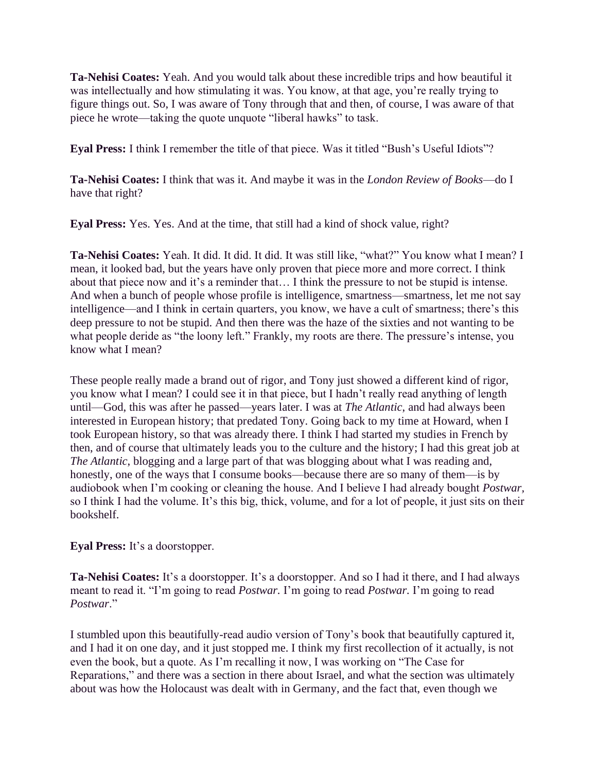**Ta-Nehisi Coates:** Yeah. And you would talk about these incredible trips and how beautiful it was intellectually and how stimulating it was. You know, at that age, you're really trying to figure things out. So, I was aware of Tony through that and then, of course, I was aware of that piece he wrote—taking the quote unquote "liberal hawks" to task.

**Eyal Press:** I think I remember the title of that piece. Was it titled "Bush's Useful Idiots"?

**Ta-Nehisi Coates:** I think that was it. And maybe it was in the *London Review of Books*—do I have that right?

**Eyal Press:** Yes. Yes. And at the time, that still had a kind of shock value, right?

**Ta-Nehisi Coates:** Yeah. It did. It did. It did. It was still like, "what?" You know what I mean? I mean, it looked bad, but the years have only proven that piece more and more correct. I think about that piece now and it's a reminder that… I think the pressure to not be stupid is intense. And when a bunch of people whose profile is intelligence, smartness—smartness, let me not say intelligence—and I think in certain quarters, you know, we have a cult of smartness; there's this deep pressure to not be stupid. And then there was the haze of the sixties and not wanting to be what people deride as "the loony left." Frankly, my roots are there. The pressure's intense, you know what I mean?

These people really made a brand out of rigor, and Tony just showed a different kind of rigor, you know what I mean? I could see it in that piece, but I hadn't really read anything of length until—God, this was after he passed—years later. I was at *The Atlantic*, and had always been interested in European history; that predated Tony. Going back to my time at Howard, when I took European history, so that was already there. I think I had started my studies in French by then, and of course that ultimately leads you to the culture and the history; I had this great job at *The Atlantic*, blogging and a large part of that was blogging about what I was reading and, honestly, one of the ways that I consume books—because there are so many of them—is by audiobook when I'm cooking or cleaning the house. And I believe I had already bought *Postwar*, so I think I had the volume. It's this big, thick, volume, and for a lot of people, it just sits on their bookshelf.

**Eyal Press:** It's a doorstopper.

**Ta-Nehisi Coates:** It's a doorstopper. It's a doorstopper. And so I had it there, and I had always meant to read it. "I'm going to read *Postwar*. I'm going to read *Postwar*. I'm going to read *Postwar*."

I stumbled upon this beautifully-read audio version of Tony's book that beautifully captured it, and I had it on one day, and it just stopped me. I think my first recollection of it actually, is not even the book, but a quote. As I'm recalling it now, I was working on "The Case for Reparations," and there was a section in there about Israel, and what the section was ultimately about was how the Holocaust was dealt with in Germany, and the fact that, even though we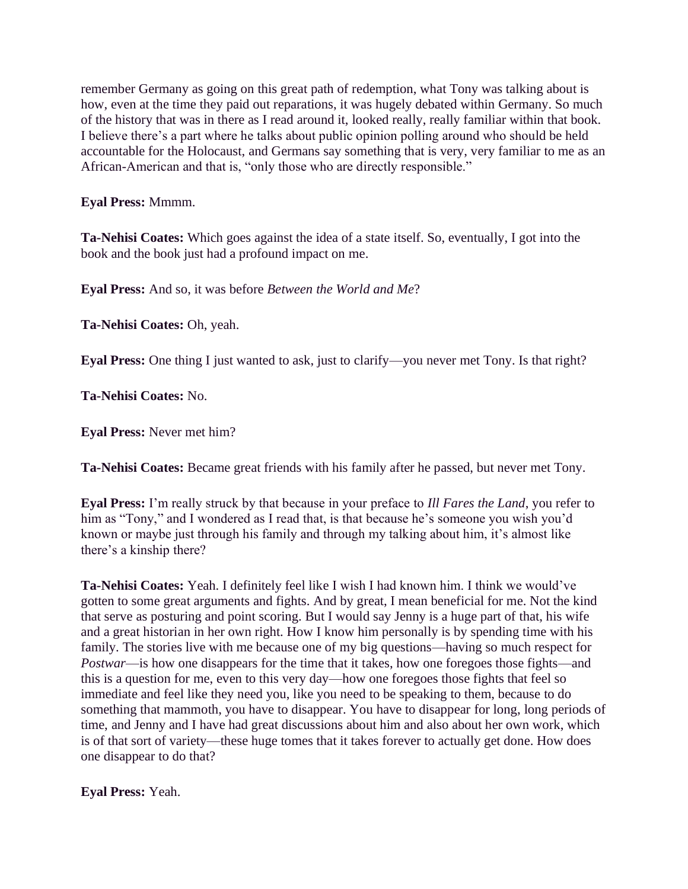remember Germany as going on this great path of redemption, what Tony was talking about is how, even at the time they paid out reparations, it was hugely debated within Germany. So much of the history that was in there as I read around it, looked really, really familiar within that book. I believe there's a part where he talks about public opinion polling around who should be held accountable for the Holocaust, and Germans say something that is very, very familiar to me as an African-American and that is, "only those who are directly responsible."

**Eyal Press:** Mmmm.

**Ta-Nehisi Coates:** Which goes against the idea of a state itself. So, eventually, I got into the book and the book just had a profound impact on me.

**Eyal Press:** And so, it was before *Between the World and Me*?

**Ta-Nehisi Coates:** Oh, yeah.

**Eyal Press:** One thing I just wanted to ask, just to clarify—you never met Tony. Is that right?

**Ta-Nehisi Coates:** No.

**Eyal Press:** Never met him?

**Ta-Nehisi Coates:** Became great friends with his family after he passed, but never met Tony.

**Eyal Press:** I'm really struck by that because in your preface to *Ill Fares the Land*, you refer to him as "Tony," and I wondered as I read that, is that because he's someone you wish you'd known or maybe just through his family and through my talking about him, it's almost like there's a kinship there?

**Ta-Nehisi Coates:** Yeah. I definitely feel like I wish I had known him. I think we would've gotten to some great arguments and fights. And by great, I mean beneficial for me. Not the kind that serve as posturing and point scoring. But I would say Jenny is a huge part of that, his wife and a great historian in her own right. How I know him personally is by spending time with his family. The stories live with me because one of my big questions—having so much respect for *Postwar*—is how one disappears for the time that it takes, how one foregoes those fights—and this is a question for me, even to this very day—how one foregoes those fights that feel so immediate and feel like they need you, like you need to be speaking to them, because to do something that mammoth, you have to disappear. You have to disappear for long, long periods of time, and Jenny and I have had great discussions about him and also about her own work, which is of that sort of variety—these huge tomes that it takes forever to actually get done. How does one disappear to do that?

**Eyal Press:** Yeah.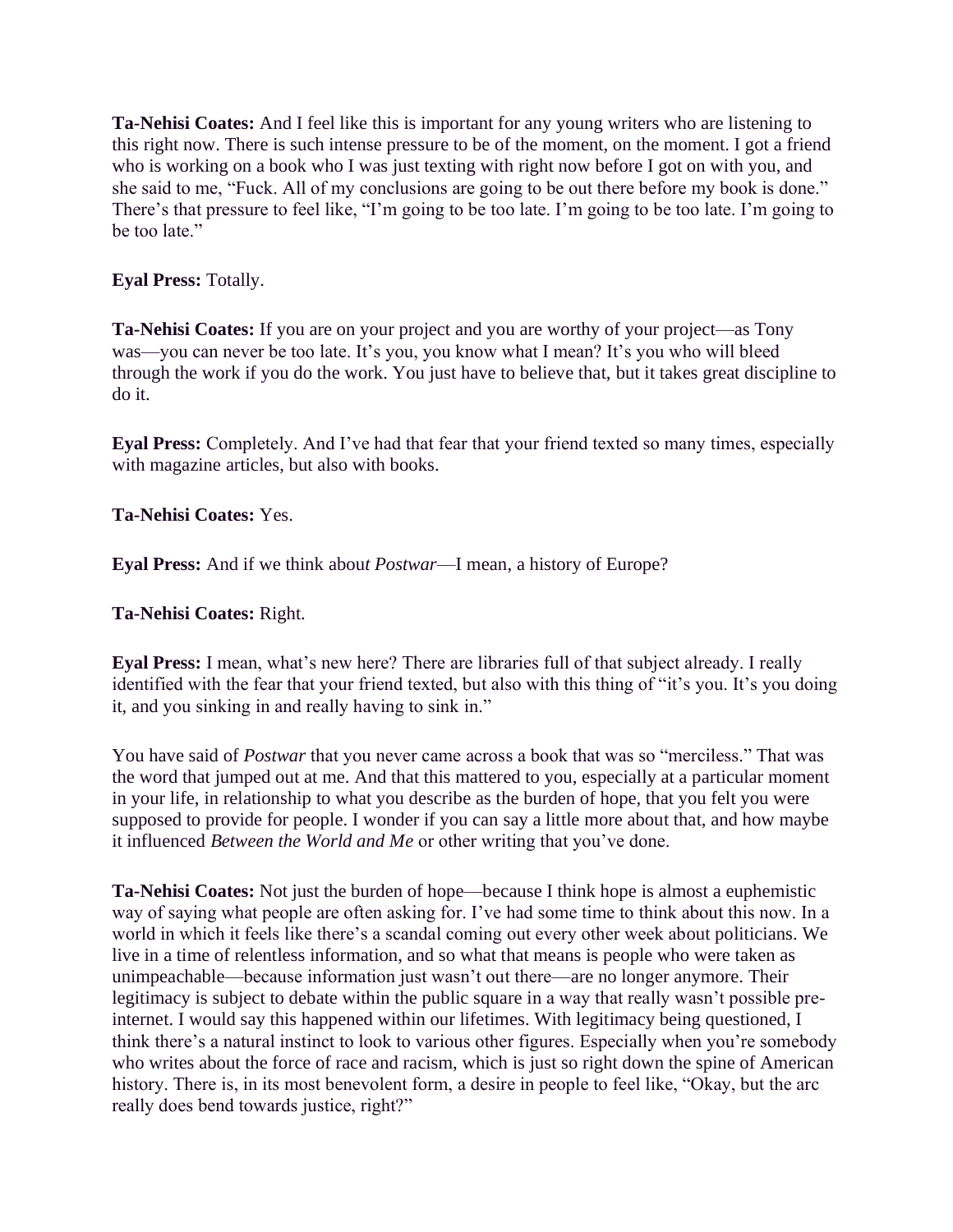**Ta-Nehisi Coates:** And I feel like this is important for any young writers who are listening to this right now. There is such intense pressure to be of the moment, on the moment. I got a friend who is working on a book who I was just texting with right now before I got on with you, and she said to me, "Fuck. All of my conclusions are going to be out there before my book is done." There's that pressure to feel like, "I'm going to be too late. I'm going to be too late. I'm going to be too late."

**Eyal Press:** Totally.

**Ta-Nehisi Coates:** If you are on your project and you are worthy of your project—as Tony was—you can never be too late. It's you, you know what I mean? It's you who will bleed through the work if you do the work. You just have to believe that, but it takes great discipline to do it.

**Eyal Press:** Completely. And I've had that fear that your friend texted so many times, especially with magazine articles, but also with books.

**Ta-Nehisi Coates:** Yes.

**Eyal Press:** And if we think about *Postwar*—I mean, a history of Europe?

**Ta-Nehisi Coates:** Right.

**Eyal Press:** I mean, what's new here? There are libraries full of that subject already. I really identified with the fear that your friend texted, but also with this thing of "it's you. It's you doing it, and you sinking in and really having to sink in."

You have said of *Postwar* that you never came across a book that was so "merciless." That was the word that jumped out at me. And that this mattered to you, especially at a particular moment in your life, in relationship to what you describe as the burden of hope, that you felt you were supposed to provide for people. I wonder if you can say a little more about that, and how maybe it influenced *Between the World and Me* or other writing that you've done.

**Ta-Nehisi Coates:** Not just the burden of hope—because I think hope is almost a euphemistic way of saying what people are often asking for. I've had some time to think about this now. In a world in which it feels like there's a scandal coming out every other week about politicians. We live in a time of relentless information, and so what that means is people who were taken as unimpeachable—because information just wasn't out there—are no longer anymore. Their legitimacy is subject to debate within the public square in a way that really wasn't possible pre-internet. I would say this happened within our lifetimes. With legitimacy being questioned, I think there's a natural instinct to look to various other figures. Especially when you're somebody who writes about the force of race and racism, which is just so right down the spine of American history. There is, in its most benevolent form, a desire in people to feel like, "Okay, but the arc really does bend towards justice, right?"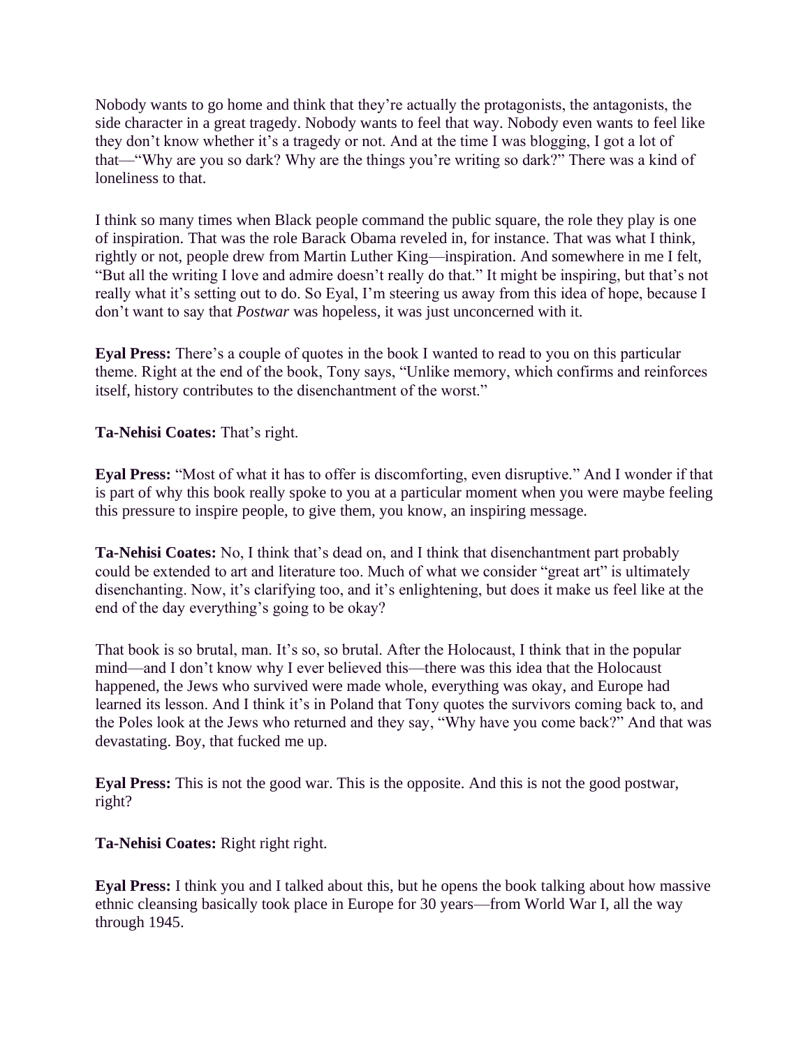Nobody wants to go home and think that they're actually the protagonists, the antagonists, the side character in a great tragedy. Nobody wants to feel that way. Nobody even wants to feel like they don't know whether it's a tragedy or not. And at the time I was blogging, I got a lot of that—"Why are you so dark? Why are the things you're writing so dark?" There was a kind of loneliness to that.

I think so many times when Black people command the public square, the role they play is one of inspiration. That was the role Barack Obama reveled in, for instance. That was what I think, rightly or not, people drew from Martin Luther King—inspiration. And somewhere in me I felt, "But all the writing I love and admire doesn't really do that." It might be inspiring, but that's not really what it's setting out to do. So Eyal, I'm steering us away from this idea of hope, because I don't want to say that *Postwar* was hopeless, it was just unconcerned with it.

**Eyal Press:** There's a couple of quotes in the book I wanted to read to you on this particular theme. Right at the end of the book, Tony says, "Unlike memory, which confirms and reinforces itself, history contributes to the disenchantment of the worst."

**Ta-Nehisi Coates:** That's right.

**Eyal Press:** "Most of what it has to offer is discomforting, even disruptive." And I wonder if that is part of why this book really spoke to you at a particular moment when you were maybe feeling this pressure to inspire people, to give them, you know, an inspiring message.

**Ta-Nehisi Coates:** No, I think that's dead on, and I think that disenchantment part probably could be extended to art and literature too. Much of what we consider "great art" is ultimately disenchanting. Now, it's clarifying too, and it's enlightening, but does it make us feel like at the end of the day everything's going to be okay?

That book is so brutal, man. It's so, so brutal. After the Holocaust, I think that in the popular mind—and I don't know why I ever believed this—there was this idea that the Holocaust happened, the Jews who survived were made whole, everything was okay, and Europe had learned its lesson. And I think it's in Poland that Tony quotes the survivors coming back to, and the Poles look at the Jews who returned and they say, "Why have you come back?" And that was devastating. Boy, that fucked me up.

**Eyal Press:** This is not the good war. This is the opposite. And this is not the good postwar, right?

**Ta-Nehisi Coates:** Right right right.

**Eyal Press:** I think you and I talked about this, but he opens the book talking about how massive ethnic cleansing basically took place in Europe for 30 years—from World War I, all the way through 1945.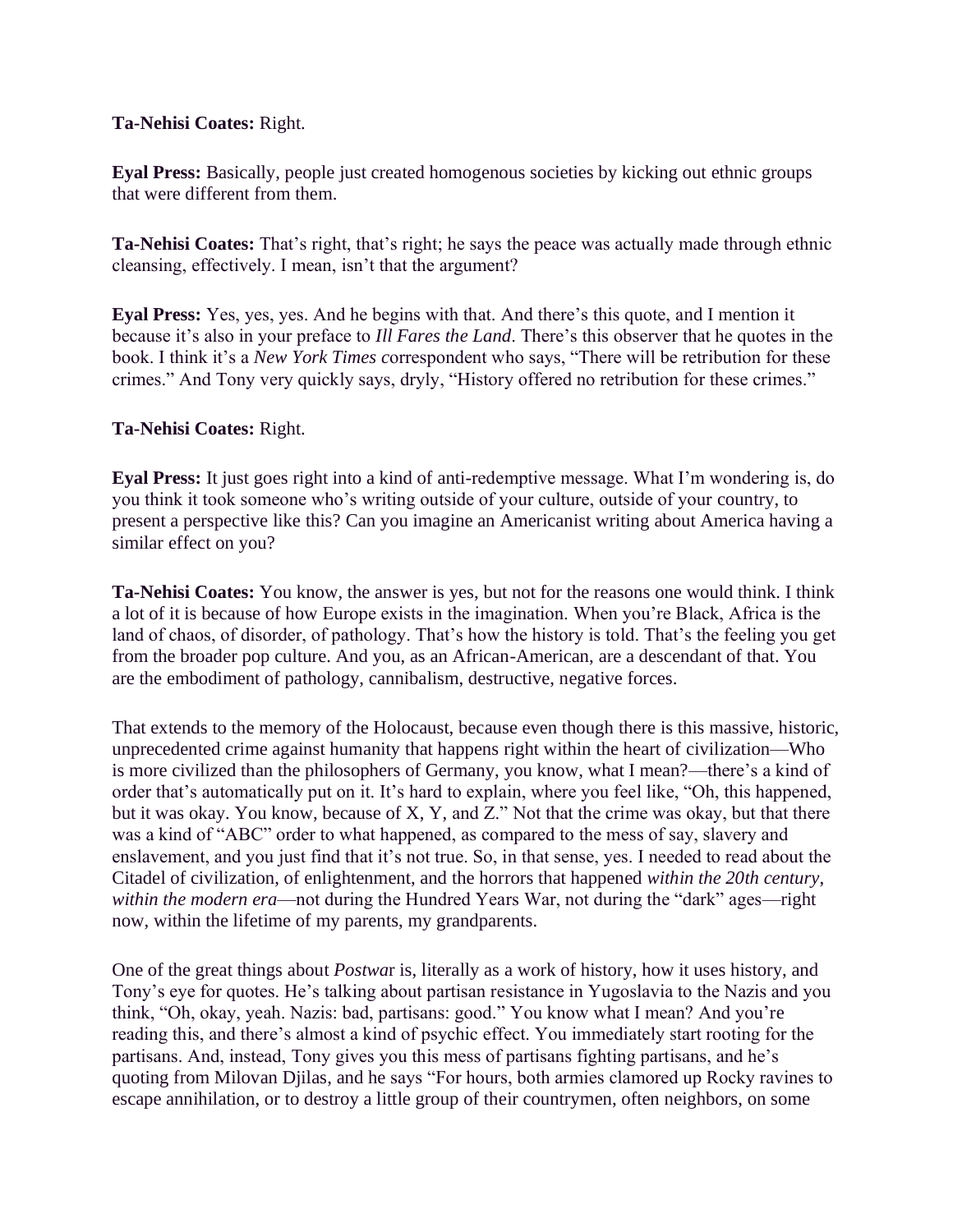**Ta-Nehisi Coates:** Right.

**Eyal Press:** Basically, people just created homogenous societies by kicking out ethnic groups that were different from them.

**Ta-Nehisi Coates:** That's right, that's right; he says the peace was actually made through ethnic cleansing, effectively. I mean, isn't that the argument?

**Eyal Press:** Yes, yes, yes. And he begins with that. And there's this quote, and I mention it because it's also in your preface to *Ill Fares the Land*. There's this observer that he quotes in the book. I think it's a *New York Times* correspondent who says, "There will be retribution for these crimes." And Tony very quickly says, dryly, "History offered no retribution for these crimes."

**Ta-Nehisi Coates:** Right.

**Eyal Press:** It just goes right into a kind of anti-redemptive message. What I'm wondering is, do you think it took someone who's writing outside of your culture, outside of your country, to present a perspective like this? Can you imagine an Americanist writing about America having a similar effect on you?

**Ta-Nehisi Coates:** You know, the answer is yes, but not for the reasons one would think. I think a lot of it is because of how Europe exists in the imagination. When you're Black, Africa is the land of chaos, of disorder, of pathology. That's how the history is told. That's the feeling you get from the broader pop culture. And you, as an African-American, are a descendant of that. You are the embodiment of pathology, cannibalism, destructive, negative forces.

That extends to the memory of the Holocaust, because even though there is this massive, historic, unprecedented crime against humanity that happens right within the heart of civilization—Who is more civilized than the philosophers of Germany, you know, what I mean?—there's a kind of order that's automatically put on it. It's hard to explain, where you feel like, "Oh, this happened, but it was okay. You know, because of X, Y, and Z." Not that the crime was okay, but that there was a kind of "ABC" order to what happened, as compared to the mess of say, slavery and enslavement, and you just find that it's not true. So, in that sense, yes. I needed to read about the Citadel of civilization, of enlightenment, and the horrors that happened *within the 20th century, within the modern era*—not during the Hundred Years War, not during the "dark" ages—right now, within the lifetime of my parents, my grandparents.

One of the great things about *Postwar* is, literally as a work of history, how it uses history, and Tony's eye for quotes. He's talking about partisan resistance in Yugoslavia to the Nazis and you think, "Oh, okay, yeah. Nazis: bad, partisans: good." You know what I mean? And you're reading this, and there's almost a kind of psychic effect. You immediately start rooting for the partisans. And, instead, Tony gives you this mess of partisans fighting partisans, and he's quoting from Milovan Djilas, and he says "For hours, both armies clamored up Rocky ravines to escape annihilation, or to destroy a little group of their countrymen, often neighbors, on some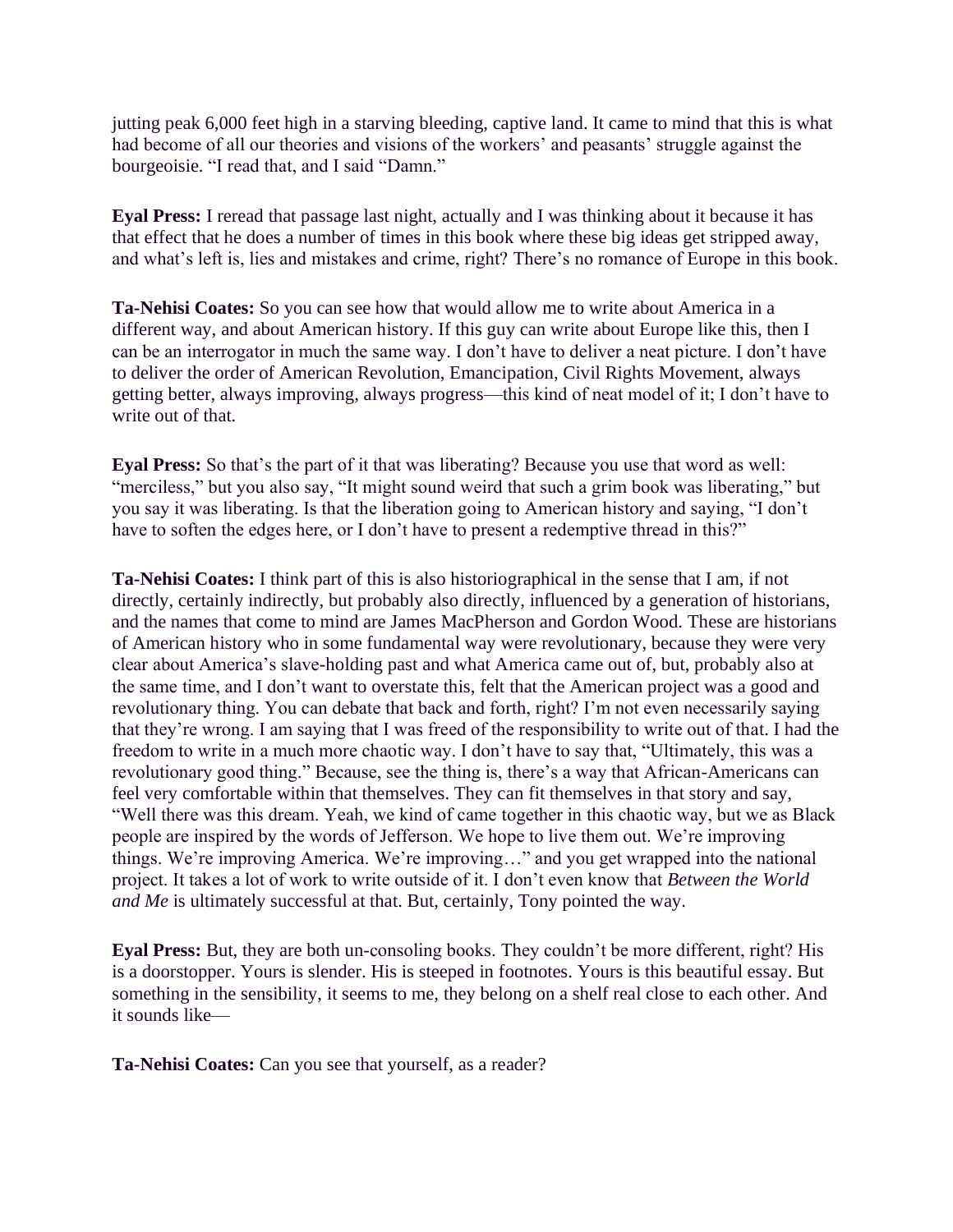jutting peak 6,000 feet high in a starving bleeding, captive land. It came to mind that this is what had become of all our theories and visions of the workers' and peasants' struggle against the bourgeoisie. "I read that, and I said "Damn."

**Eyal Press:** I reread that passage last night, actually and I was thinking about it because it has that effect that he does a number of times in this book where these big ideas get stripped away, and what's left is, lies and mistakes and crime, right? There's no romance of Europe in this book.

**Ta-Nehisi Coates:** So you can see how that would allow me to write about America in a different way, and about American history. If this guy can write about Europe like this, then I can be an interrogator in much the same way. I don't have to deliver a neat picture. I don't have to deliver the order of American Revolution, Emancipation, Civil Rights Movement, always getting better, always improving, always progress—this kind of neat model of it; I don't have to write out of that.

**Eyal Press:** So that's the part of it that was liberating? Because you use that word as well: "merciless," but you also say, "It might sound weird that such a grim book was liberating," but you say it was liberating. Is that the liberation going to American history and saying, "I don't have to soften the edges here, or I don't have to present a redemptive thread in this?"

**Ta-Nehisi Coates:** I think part of this is also historiographical in the sense that I am, if not directly, certainly indirectly, but probably also directly, influenced by a generation of historians, and the names that come to mind are James MacPherson and Gordon Wood. These are historians of American history who in some fundamental way were revolutionary, because they were very clear about America's slave-holding past and what America came out of, but, probably also at the same time, and I don't want to overstate this, felt that the American project was a good and revolutionary thing. You can debate that back and forth, right? I'm not even necessarily saying that they're wrong. I am saying that I was freed of the responsibility to write out of that. I had the freedom to write in a much more chaotic way. I don't have to say that, "Ultimately, this was a revolutionary good thing." Because, see the thing is, there's a way that African-Americans can feel very comfortable within that themselves. They can fit themselves in that story and say, "Well there was this dream. Yeah, we kind of came together in this chaotic way, but we as Black people are inspired by the words of Jefferson. We hope to live them out. We're improving things. We're improving America. We're improving…" and you get wrapped into the national project. It takes a lot of work to write outside of it. I don't even know that *Between the World and Me* is ultimately successful at that. But, certainly, Tony pointed the way.

**Eyal Press:** But, they are both un-consoling books. They couldn't be more different, right? His is a doorstopper. Yours is slender. His is steeped in footnotes. Yours is this beautiful essay. But something in the sensibility, it seems to me, they belong on a shelf real close to each other. And it sounds like—

**Ta-Nehisi Coates:** Can you see that yourself, as a reader?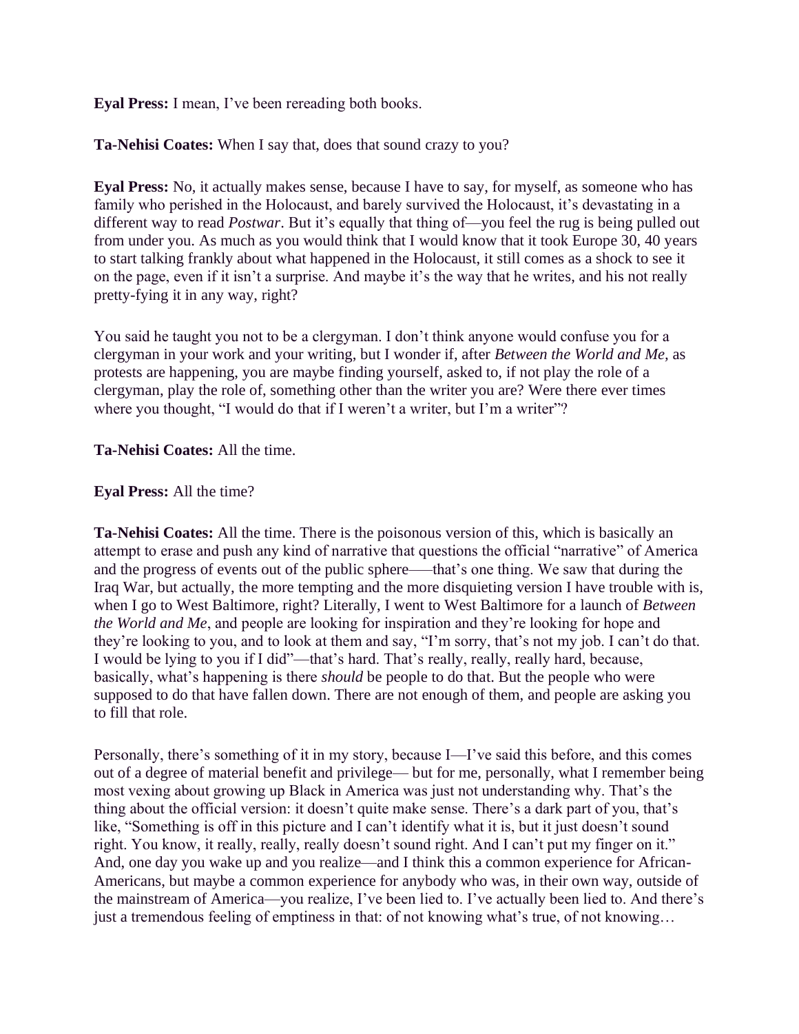**Eyal Press:** I mean, I've been rereading both books.

**Ta-Nehisi Coates:** When I say that, does that sound crazy to you?

**Eyal Press:** No, it actually makes sense, because I have to say, for myself, as someone who has family who perished in the Holocaust, and barely survived the Holocaust, it's devastating in a different way to read *Postwar*. But it's equally that thing of—you feel the rug is being pulled out from under you. As much as you would think that I would know that it took Europe 30, 40 years to start talking frankly about what happened in the Holocaust, it still comes as a shock to see it on the page, even if it isn't a surprise. And maybe it's the way that he writes, and his not really pretty-fying it in any way, right?

You said he taught you not to be a clergyman. I don't think anyone would confuse you for a clergyman in your work and your writing, but I wonder if, after *Between the World and Me*, as protests are happening, you are maybe finding yourself, asked to, if not play the role of a clergyman, play the role of, something other than the writer you are? Were there ever times where you thought, "I would do that if I weren't a writer, but I'm a writer"?

**Ta-Nehisi Coates:** All the time.

**Eyal Press:** All the time?

**Ta-Nehisi Coates:** All the time. There is the poisonous version of this, which is basically an attempt to erase and push any kind of narrative that questions the official "narrative" of America and the progress of events out of the public sphere—–that's one thing. We saw that during the Iraq War, but actually, the more tempting and the more disquieting version I have trouble with is, when I go to West Baltimore, right? Literally, I went to West Baltimore for a launch of *Between the World and Me*, and people are looking for inspiration and they're looking for hope and they're looking to you, and to look at them and say, "I'm sorry, that's not my job. I can't do that. I would be lying to you if I did"—that's hard. That's really, really, really hard, because, basically, what's happening is there *should* be people to do that. But the people who were supposed to do that have fallen down. There are not enough of them, and people are asking you to fill that role.

Personally, there's something of it in my story, because I—I've said this before, and this comes out of a degree of material benefit and privilege— but for me, personally, what I remember being most vexing about growing up Black in America was just not understanding why. That's the thing about the official version: it doesn't quite make sense. There's a dark part of you, that's like, "Something is off in this picture and I can't identify what it is, but it just doesn't sound right. You know, it really, really, really doesn't sound right. And I can't put my finger on it." And, one day you wake up and you realize—and I think this a common experience for African-Americans, but maybe a common experience for anybody who was, in their own way, outside of the mainstream of America—you realize, I've been lied to. I've actually been lied to. And there's just a tremendous feeling of emptiness in that: of not knowing what's true, of not knowing…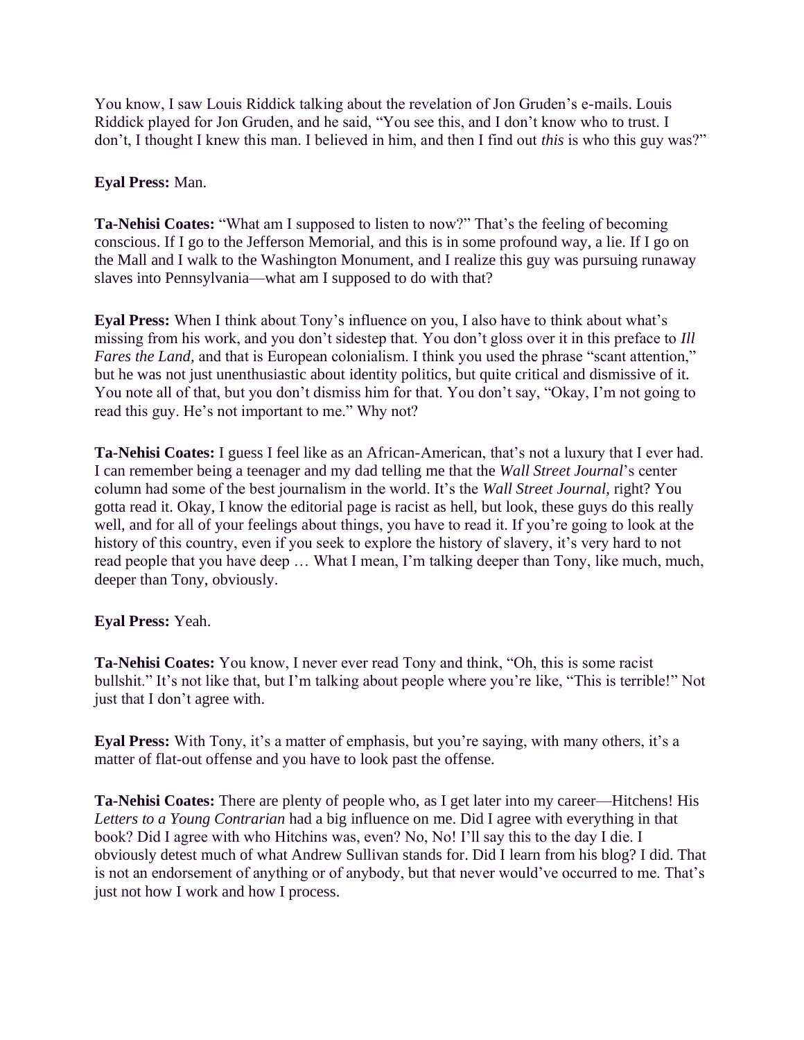You know, I saw Louis Riddick talking about the revelation of Jon Gruden's e-mails. Louis Riddick played for Jon Gruden, and he said, "You see this, and I don't know who to trust. I don't, I thought I knew this man. I believed in him, and then I find out *this* is who this guy was?"

**Eyal Press:** Man.

**Ta-Nehisi Coates:** "What am I supposed to listen to now?" That's the feeling of becoming conscious. If I go to the Jefferson Memorial, and this is in some profound way, a lie. If I go on the Mall and I walk to the Washington Monument, and I realize this guy was pursuing runaway slaves into Pennsylvania—what am I supposed to do with that?

**Eyal Press:** When I think about Tony's influence on you, I also have to think about what's missing from his work, and you don't sidestep that. You don't gloss over it in this preface to *Ill Fares the Land,* and that is European colonialism. I think you used the phrase "scant attention," but he was not just unenthusiastic about identity politics, but quite critical and dismissive of it. You note all of that, but you don't dismiss him for that. You don't say, "Okay, I'm not going to read this guy. He's not important to me." Why not?

**Ta-Nehisi Coates:** I guess I feel like as an African-American, that's not a luxury that I ever had. I can remember being a teenager and my dad telling me that the *Wall Street Journal*'s center column had some of the best journalism in the world. It's the *Wall Street Journal,* right? You gotta read it. Okay, I know the editorial page is racist as hell, but look, these guys do this really well, and for all of your feelings about things, you have to read it. If you're going to look at the history of this country, even if you seek to explore the history of slavery, it's very hard to not read people that you have deep … What I mean, I'm talking deeper than Tony, like much, much, deeper than Tony, obviously.

**Eyal Press:** Yeah.

**Ta-Nehisi Coates:** You know, I never ever read Tony and think, "Oh, this is some racist bullshit." It's not like that, but I'm talking about people where you're like, "This is terrible!" Not just that I don't agree with.

**Eyal Press:** With Tony, it's a matter of emphasis, but you're saying, with many others, it's a matter of flat-out offense and you have to look past the offense.

**Ta-Nehisi Coates:** There are plenty of people who, as I get later into my career—Hitchens! His *Letters to a Young Contrarian* had a big influence on me. Did I agree with everything in that book? Did I agree with who Hitchins was, even? No, No! I'll say this to the day I die. I obviously detest much of what Andrew Sullivan stands for. Did I learn from his blog? I did. That is not an endorsement of anything or of anybody, but that never would've occurred to me. That's just not how I work and how I process.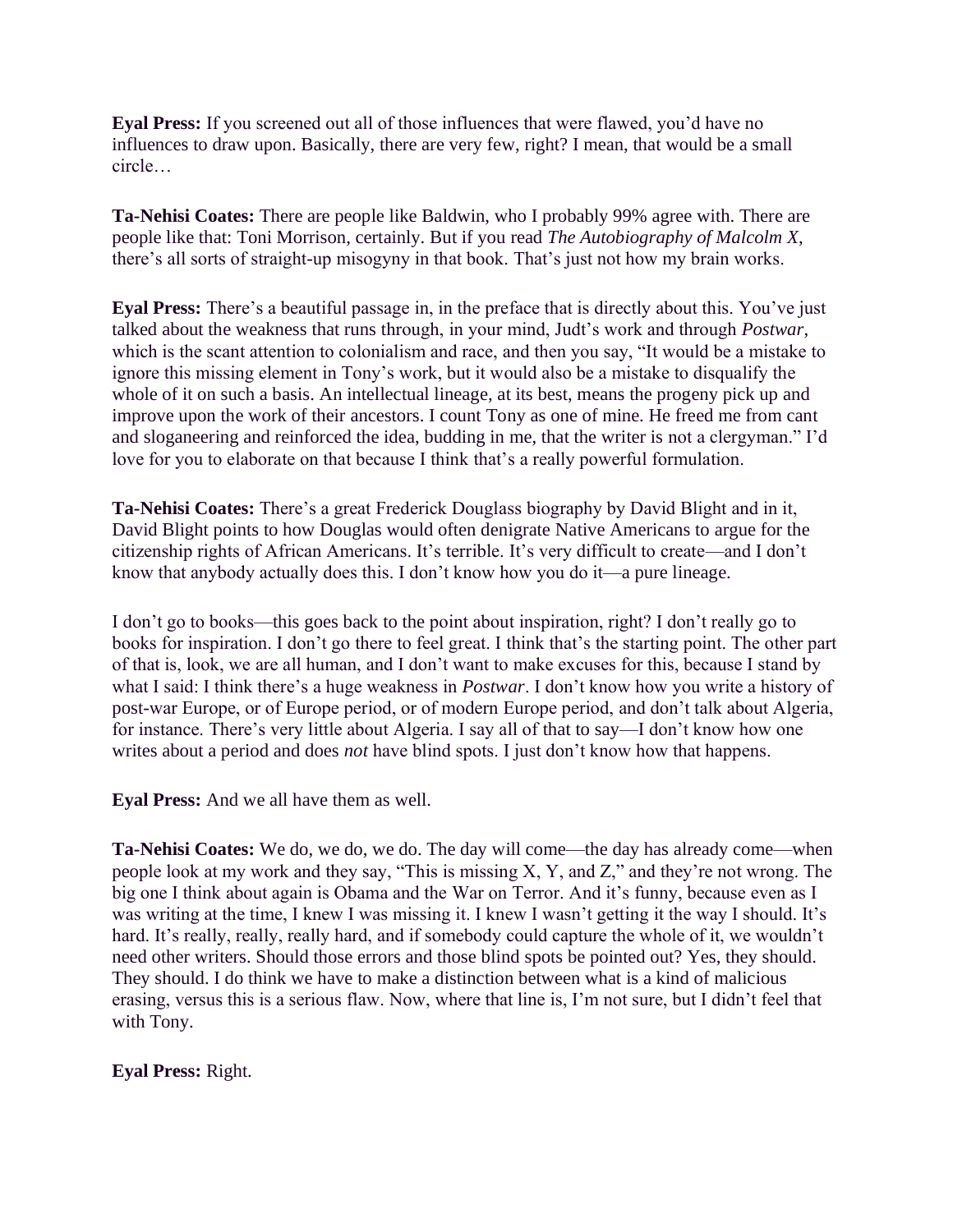**Eyal Press:** If you screened out all of those influences that were flawed, you'd have no influences to draw upon. Basically, there are very few, right? I mean, that would be a small circle…

**Ta-Nehisi Coates:** There are people like Baldwin, who I probably 99% agree with. There are people like that: Toni Morrison, certainly. But if you read *The Autobiography of Malcolm X,* there's all sorts of straight-up misogyny in that book. That's just not how my brain works.

**Eyal Press:** There's a beautiful passage in, in the preface that is directly about this. You've just talked about the weakness that runs through, in your mind, Judt's work and through *Postwar*, which is the scant attention to colonialism and race, and then you say, "It would be a mistake to ignore this missing element in Tony's work, but it would also be a mistake to disqualify the whole of it on such a basis. An intellectual lineage, at its best, means the progeny pick up and improve upon the work of their ancestors. I count Tony as one of mine. He freed me from cant and sloganeering and reinforced the idea, budding in me, that the writer is not a clergyman." I'd love for you to elaborate on that because I think that's a really powerful formulation.

**Ta-Nehisi Coates:** There's a great Frederick Douglass biography by David Blight and in it, David Blight points to how Douglas would often denigrate Native Americans to argue for the citizenship rights of African Americans. It's terrible. It's very difficult to create—and I don't know that anybody actually does this. I don't know how you do it—a pure lineage.

I don't go to books—this goes back to the point about inspiration, right? I don't really go to books for inspiration. I don't go there to feel great. I think that's the starting point. The other part of that is, look, we are all human, and I don't want to make excuses for this, because I stand by what I said: I think there's a huge weakness in *Postwar*. I don't know how you write a history of post-war Europe, or of Europe period, or of modern Europe period, and don't talk about Algeria, for instance. There's very little about Algeria. I say all of that to say—I don't know how one writes about a period and does *not* have blind spots. I just don't know how that happens.

**Eyal Press:** And we all have them as well.

**Ta-Nehisi Coates:** We do, we do, we do. The day will come—the day has already come—when people look at my work and they say, "This is missing X, Y, and Z," and they're not wrong. The big one I think about again is Obama and the War on Terror. And it's funny, because even as I was writing at the time, I knew I was missing it. I knew I wasn't getting it the way I should. It's hard. It's really, really, really hard, and if somebody could capture the whole of it, we wouldn't need other writers. Should those errors and those blind spots be pointed out? Yes, they should. They should. I do think we have to make a distinction between what is a kind of malicious erasing, versus this is a serious flaw. Now, where that line is, I'm not sure, but I didn't feel that with Tony.

**Eyal Press:** Right.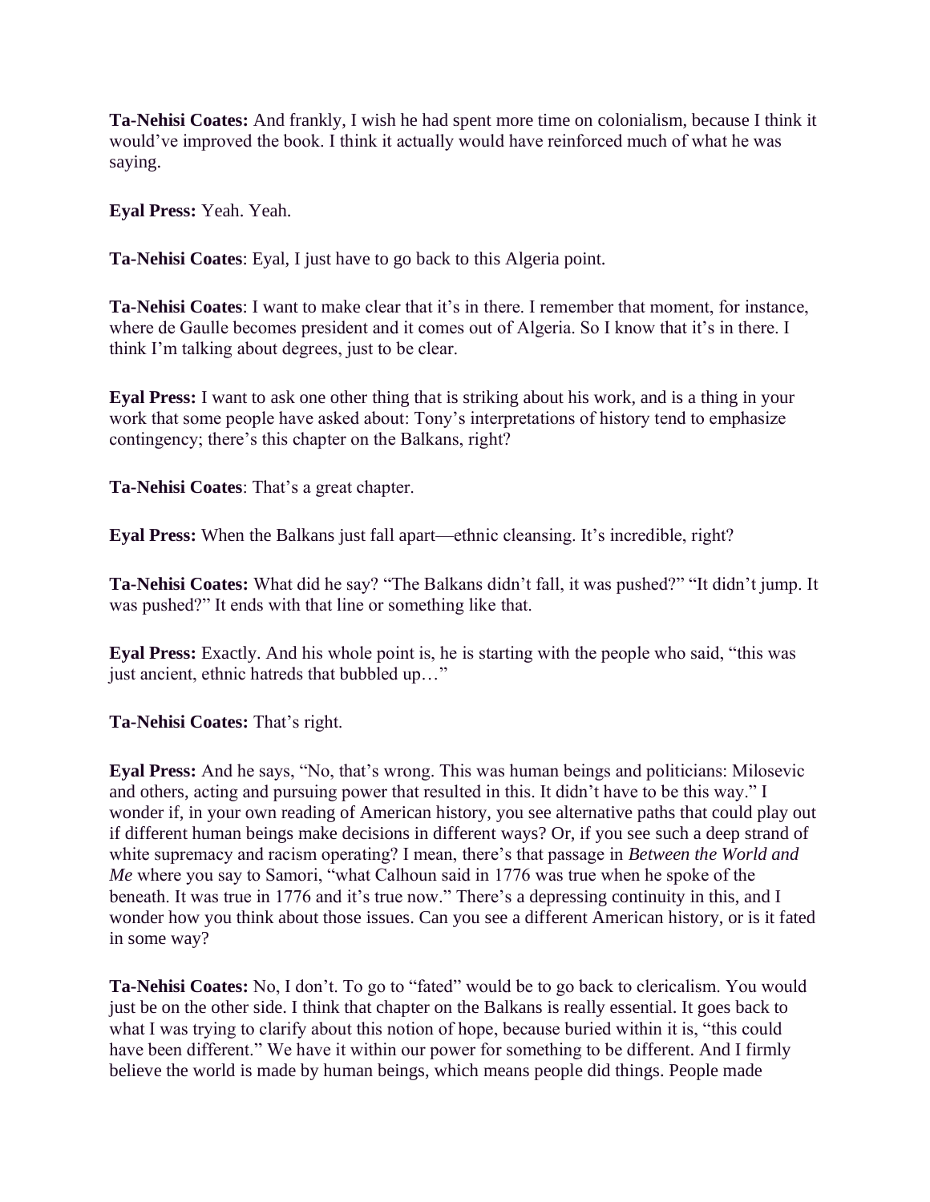**Ta-Nehisi Coates:** And frankly, I wish he had spent more time on colonialism, because I think it would've improved the book. I think it actually would have reinforced much of what he was saying.

**Eyal Press:** Yeah. Yeah.

**Ta-Nehisi Coates**: Eyal, I just have to go back to this Algeria point.

**Ta-Nehisi Coates**: I want to make clear that it's in there. I remember that moment, for instance, where de Gaulle becomes president and it comes out of Algeria. So I know that it's in there. I think I'm talking about degrees, just to be clear.

**Eyal Press:** I want to ask one other thing that is striking about his work, and is a thing in your work that some people have asked about: Tony's interpretations of history tend to emphasize contingency; there's this chapter on the Balkans, right?

**Ta-Nehisi Coates**: That's a great chapter.

**Eyal Press:** When the Balkans just fall apart—ethnic cleansing. It's incredible, right?

**Ta-Nehisi Coates:** What did he say? "The Balkans didn't fall, it was pushed?" "It didn't jump. It was pushed?" It ends with that line or something like that.

**Eyal Press:** Exactly. And his whole point is, he is starting with the people who said, "this was just ancient, ethnic hatreds that bubbled up…"

**Ta-Nehisi Coates:** That's right.

**Eyal Press:** And he says, "No, that's wrong. This was human beings and politicians: Milosevic and others, acting and pursuing power that resulted in this. It didn't have to be this way." I wonder if, in your own reading of American history, you see alternative paths that could play out if different human beings make decisions in different ways? Or, if you see such a deep strand of white supremacy and racism operating? I mean, there's that passage in *Between the World and Me* where you say to Samori, "what Calhoun said in 1776 was true when he spoke of the beneath. It was true in 1776 and it's true now." There's a depressing continuity in this, and I wonder how you think about those issues. Can you see a different American history, or is it fated in some way?

**Ta-Nehisi Coates:** No, I don't. To go to "fated" would be to go back to clericalism. You would just be on the other side. I think that chapter on the Balkans is really essential. It goes back to what I was trying to clarify about this notion of hope, because buried within it is, "this could have been different." We have it within our power for something to be different. And I firmly believe the world is made by human beings, which means people did things. People made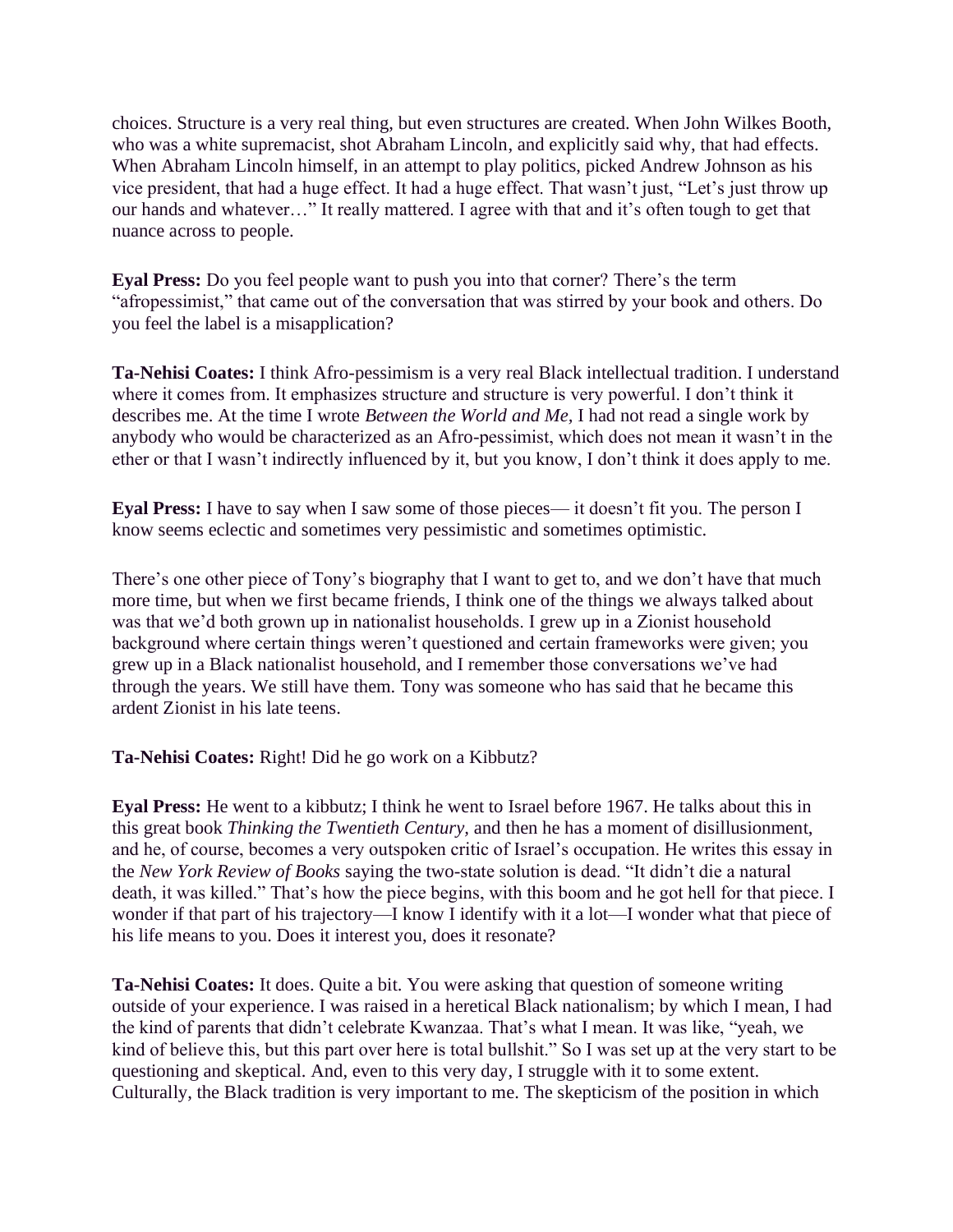choices. Structure is a very real thing, but even structures are created. When John Wilkes Booth, who was a white supremacist, shot Abraham Lincoln, and explicitly said why, that had effects. When Abraham Lincoln himself, in an attempt to play politics, picked Andrew Johnson as his vice president, that had a huge effect. It had a huge effect. That wasn't just, "Let's just throw up our hands and whatever…" It really mattered. I agree with that and it's often tough to get that nuance across to people.

**Eyal Press:** Do you feel people want to push you into that corner? There's the term "afropessimist," that came out of the conversation that was stirred by your book and others. Do you feel the label is a misapplication?

**Ta-Nehisi Coates:** I think Afro-pessimism is a very real Black intellectual tradition. I understand where it comes from. It emphasizes structure and structure is very powerful. I don't think it describes me. At the time I wrote *Between the World and Me,* I had not read a single work by anybody who would be characterized as an Afro-pessimist, which does not mean it wasn't in the ether or that I wasn't indirectly influenced by it, but you know, I don't think it does apply to me.

**Eyal Press:** I have to say when I saw some of those pieces— it doesn't fit you. The person I know seems eclectic and sometimes very pessimistic and sometimes optimistic.

There's one other piece of Tony's biography that I want to get to, and we don't have that much more time, but when we first became friends, I think one of the things we always talked about was that we'd both grown up in nationalist households. I grew up in a Zionist household background where certain things weren't questioned and certain frameworks were given; you grew up in a Black nationalist household, and I remember those conversations we've had through the years. We still have them. Tony was someone who has said that he became this ardent Zionist in his late teens.

**Ta-Nehisi Coates:** Right! Did he go work on a Kibbutz?

**Eyal Press:** He went to a kibbutz; I think he went to Israel before 1967. He talks about this in this great book *Thinking the Twentieth Century*, and then he has a moment of disillusionment, and he, of course, becomes a very outspoken critic of Israel's occupation. He writes this essay in the *New York Review of Books* saying the two-state solution is dead. "It didn't die a natural death, it was killed." That's how the piece begins, with this boom and he got hell for that piece. I wonder if that part of his trajectory—I know I identify with it a lot—I wonder what that piece of his life means to you. Does it interest you, does it resonate?

**Ta-Nehisi Coates:** It does. Quite a bit. You were asking that question of someone writing outside of your experience. I was raised in a heretical Black nationalism; by which I mean, I had the kind of parents that didn't celebrate Kwanzaa. That's what I mean. It was like, "yeah, we kind of believe this, but this part over here is total bullshit." So I was set up at the very start to be questioning and skeptical. And, even to this very day, I struggle with it to some extent. Culturally, the Black tradition is very important to me. The skepticism of the position in which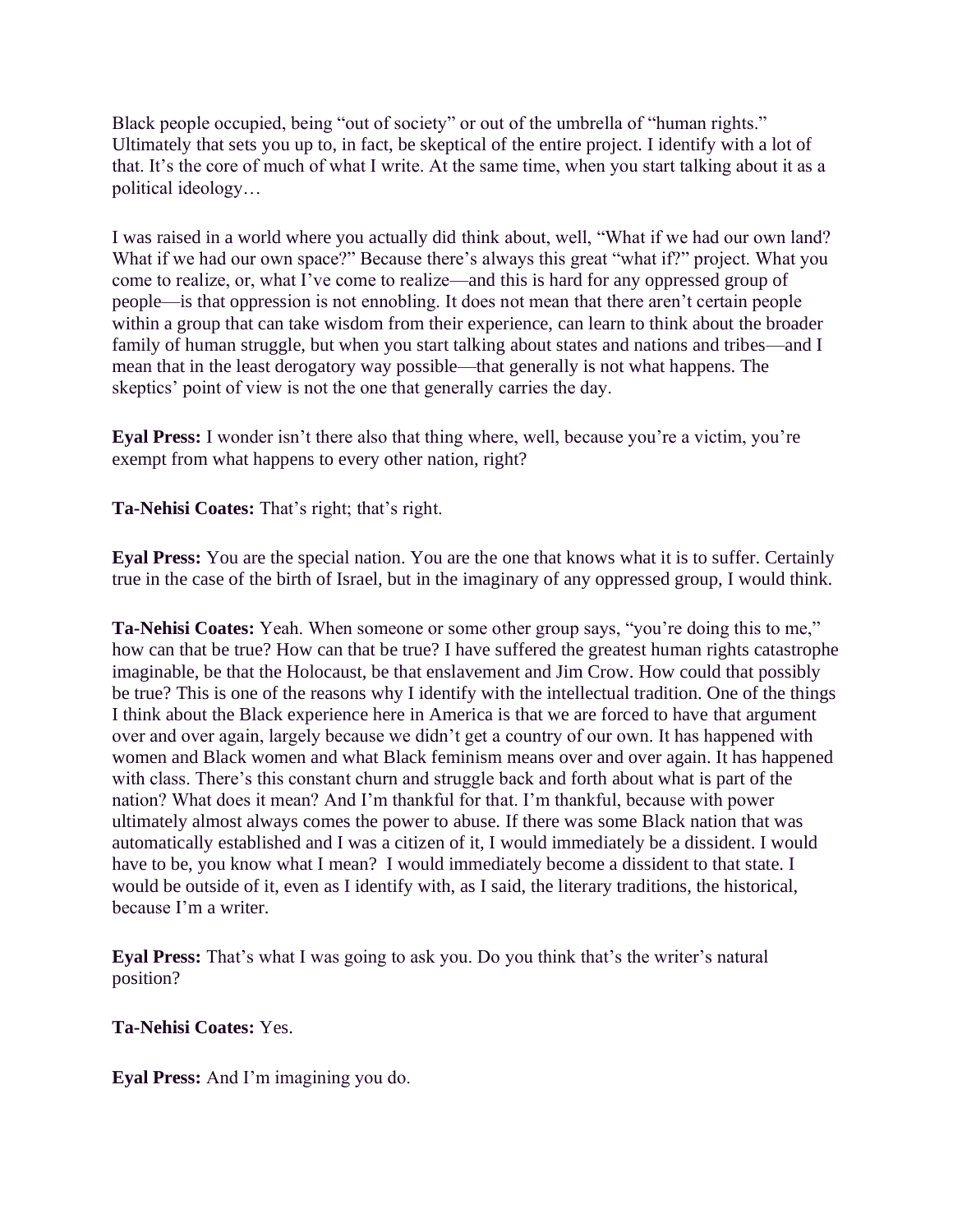Black people occupied, being "out of society" or out of the umbrella of "human rights." Ultimately that sets you up to, in fact, be skeptical of the entire project. I identify with a lot of that. It's the core of much of what I write. At the same time, when you start talking about it as a political ideology…

I was raised in a world where you actually did think about, well, "What if we had our own land? What if we had our own space?" Because there's always this great "what if?" project. What you come to realize, or, what I've come to realize—and this is hard for any oppressed group of people—is that oppression is not ennobling. It does not mean that there aren't certain people within a group that can take wisdom from their experience, can learn to think about the broader family of human struggle, but when you start talking about states and nations and tribes—and I mean that in the least derogatory way possible—that generally is not what happens. The skeptics' point of view is not the one that generally carries the day.

**Eyal Press:** I wonder isn't there also that thing where, well, because you're a victim, you're exempt from what happens to every other nation, right?

**Ta-Nehisi Coates:** That's right; that's right.

**Eyal Press:** You are the special nation. You are the one that knows what it is to suffer. Certainly true in the case of the birth of Israel, but in the imaginary of any oppressed group, I would think.

**Ta-Nehisi Coates:** Yeah. When someone or some other group says, "you're doing this to me," how can that be true? How can that be true? I have suffered the greatest human rights catastrophe imaginable, be that the Holocaust, be that enslavement and Jim Crow. How could that possibly be true? This is one of the reasons why I identify with the intellectual tradition. One of the things I think about the Black experience here in America is that we are forced to have that argument over and over again, largely because we didn't get a country of our own. It has happened with women and Black women and what Black feminism means over and over again. It has happened with class. There's this constant churn and struggle back and forth about what is part of the nation? What does it mean? And I'm thankful for that. I'm thankful, because with power ultimately almost always comes the power to abuse. If there was some Black nation that was automatically established and I was a citizen of it, I would immediately be a dissident. I would have to be, you know what I mean? I would immediately become a dissident to that state. I would be outside of it, even as I identify with, as I said, the literary traditions, the historical, because I'm a writer.

**Eyal Press:** That's what I was going to ask you. Do you think that's the writer's natural position?

**Ta-Nehisi Coates:** Yes.

**Eyal Press:** And I'm imagining you do.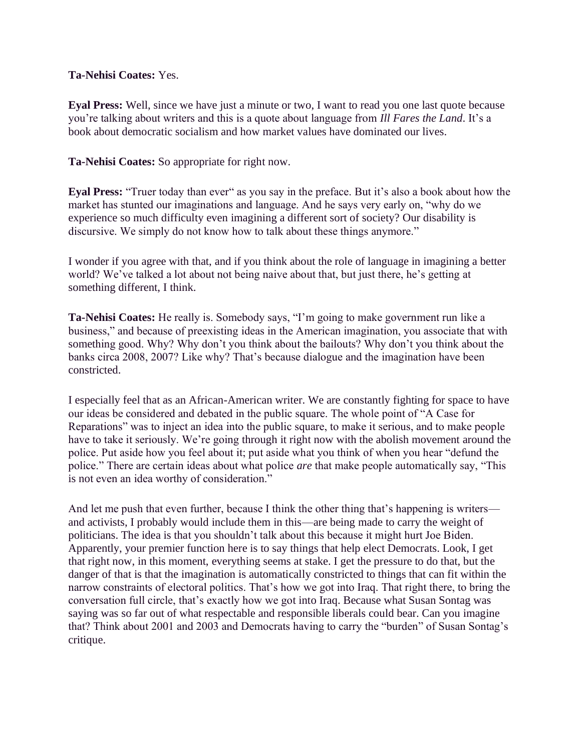**Ta-Nehisi Coates:** Yes.

**Eyal Press:** Well, since we have just a minute or two, I want to read you one last quote because you're talking about writers and this is a quote about language from *Ill Fares the Land*. It's a book about democratic socialism and how market values have dominated our lives.

**Ta-Nehisi Coates:** So appropriate for right now.

**Eyal Press:** "Truer today than ever" as you say in the preface. But it's also a book about how the market has stunted our imaginations and language. And he says very early on, "why do we experience so much difficulty even imagining a different sort of society? Our disability is discursive. We simply do not know how to talk about these things anymore."

I wonder if you agree with that, and if you think about the role of language in imagining a better world? We've talked a lot about not being naive about that, but just there, he's getting at something different, I think.

**Ta-Nehisi Coates:** He really is. Somebody says, "I'm going to make government run like a business," and because of preexisting ideas in the American imagination, you associate that with something good. Why? Why don't you think about the bailouts? Why don't you think about the banks circa 2008, 2007? Like why? That's because dialogue and the imagination have been constricted.

I especially feel that as an African-American writer. We are constantly fighting for space to have our ideas be considered and debated in the public square. The whole point of "A Case for Reparations" was to inject an idea into the public square, to make it serious, and to make people have to take it seriously. We're going through it right now with the abolish movement around the police. Put aside how you feel about it; put aside what you think of when you hear "defund the police." There are certain ideas about what police *are* that make people automatically say, "This is not even an idea worthy of consideration."

And let me push that even further, because I think the other thing that's happening is writers—and activists, I probably would include them in this—are being made to carry the weight of politicians. The idea is that you shouldn't talk about this because it might hurt Joe Biden. Apparently, your premier function here is to say things that help elect Democrats. Look, I get that right now, in this moment, everything seems at stake. I get the pressure to do that, but the danger of that is that the imagination is automatically constricted to things that can fit within the narrow constraints of electoral politics. That's how we got into Iraq. That right there, to bring the conversation full circle, that's exactly how we got into Iraq. Because what Susan Sontag was saying was so far out of what respectable and responsible liberals could bear. Can you imagine that? Think about 2001 and 2003 and Democrats having to carry the "burden" of Susan Sontag's critique.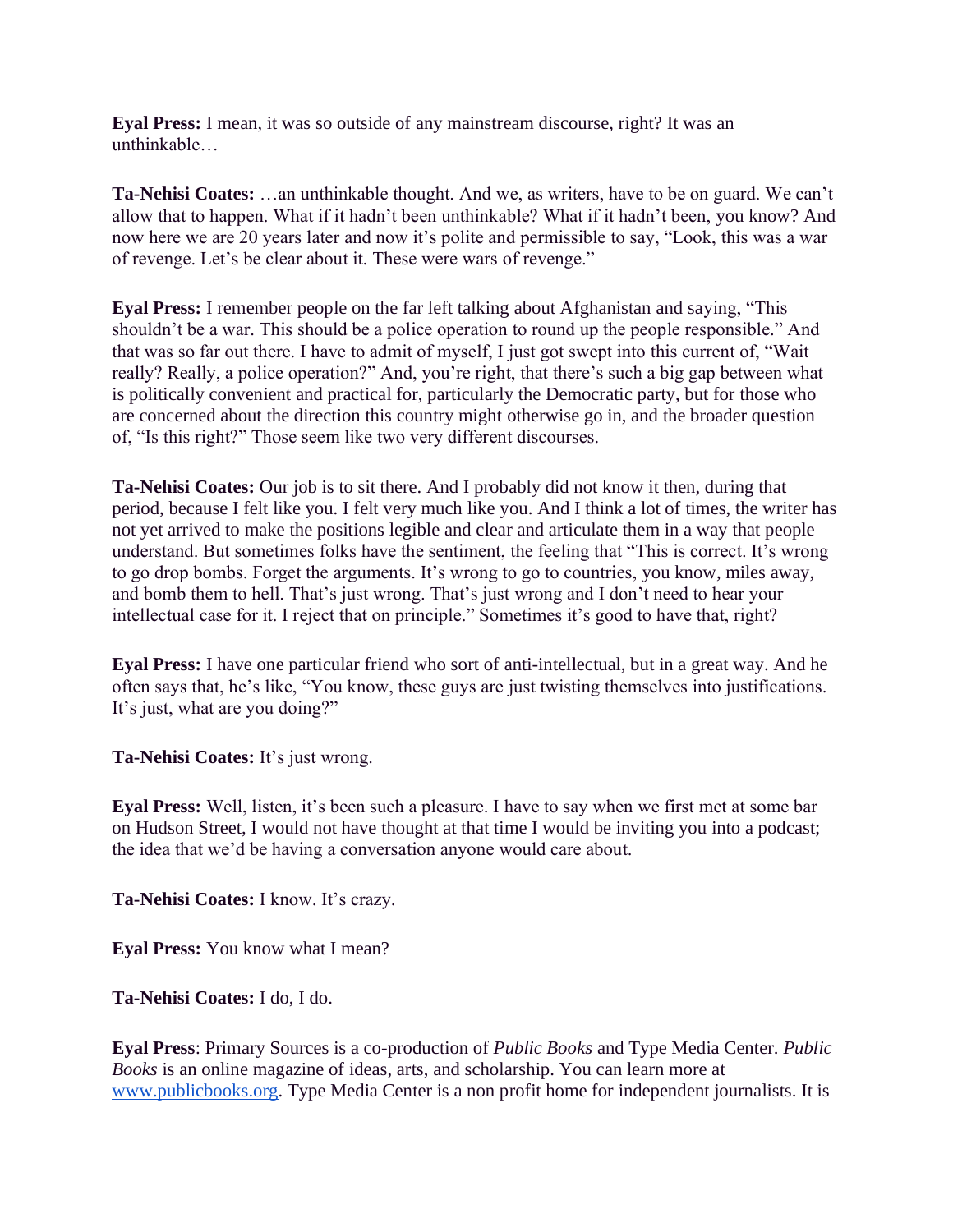**Eyal Press:** I mean, it was so outside of any mainstream discourse, right? It was an unthinkable…

**Ta-Nehisi Coates:** …an unthinkable thought. And we, as writers, have to be on guard. We can't allow that to happen. What if it hadn't been unthinkable? What if it hadn't been, you know? And now here we are 20 years later and now it's polite and permissible to say, "Look, this was a war of revenge. Let's be clear about it. These were wars of revenge."

**Eyal Press:** I remember people on the far left talking about Afghanistan and saying, "This shouldn't be a war. This should be a police operation to round up the people responsible." And that was so far out there. I have to admit of myself, I just got swept into this current of, "Wait really? Really, a police operation?" And, you're right, that there's such a big gap between what is politically convenient and practical for, particularly the Democratic party, but for those who are concerned about the direction this country might otherwise go in, and the broader question of, "Is this right?" Those seem like two very different discourses.

**Ta-Nehisi Coates:** Our job is to sit there. And I probably did not know it then, during that period, because I felt like you. I felt very much like you. And I think a lot of times, the writer has not yet arrived to make the positions legible and clear and articulate them in a way that people understand. But sometimes folks have the sentiment, the feeling that "This is correct. It's wrong to go drop bombs. Forget the arguments. It's wrong to go to countries, you know, miles away, and bomb them to hell. That's just wrong. That's just wrong and I don't need to hear your intellectual case for it. I reject that on principle." Sometimes it's good to have that, right?

**Eyal Press:** I have one particular friend who sort of anti-intellectual, but in a great way. And he often says that, he's like, "You know, these guys are just twisting themselves into justifications. It's just, what are you doing?"

**Ta-Nehisi Coates:** It's just wrong.

**Eyal Press:** Well, listen, it's been such a pleasure. I have to say when we first met at some bar on Hudson Street, I would not have thought at that time I would be inviting you into a podcast; the idea that we'd be having a conversation anyone would care about.

**Ta-Nehisi Coates:** I know. It's crazy.

**Eyal Press:** You know what I mean?

**Ta-Nehisi Coates:** I do, I do.

**Eyal Press**: Primary Sources is a co-production of *Public Books* and Type Media Center. *Public Books* is an online magazine of ideas, arts, and scholarship. You can learn more at [www.publicbooks.org](http://www.publicbooks.org). Type Media Center is a non profit home for independent journalists. It is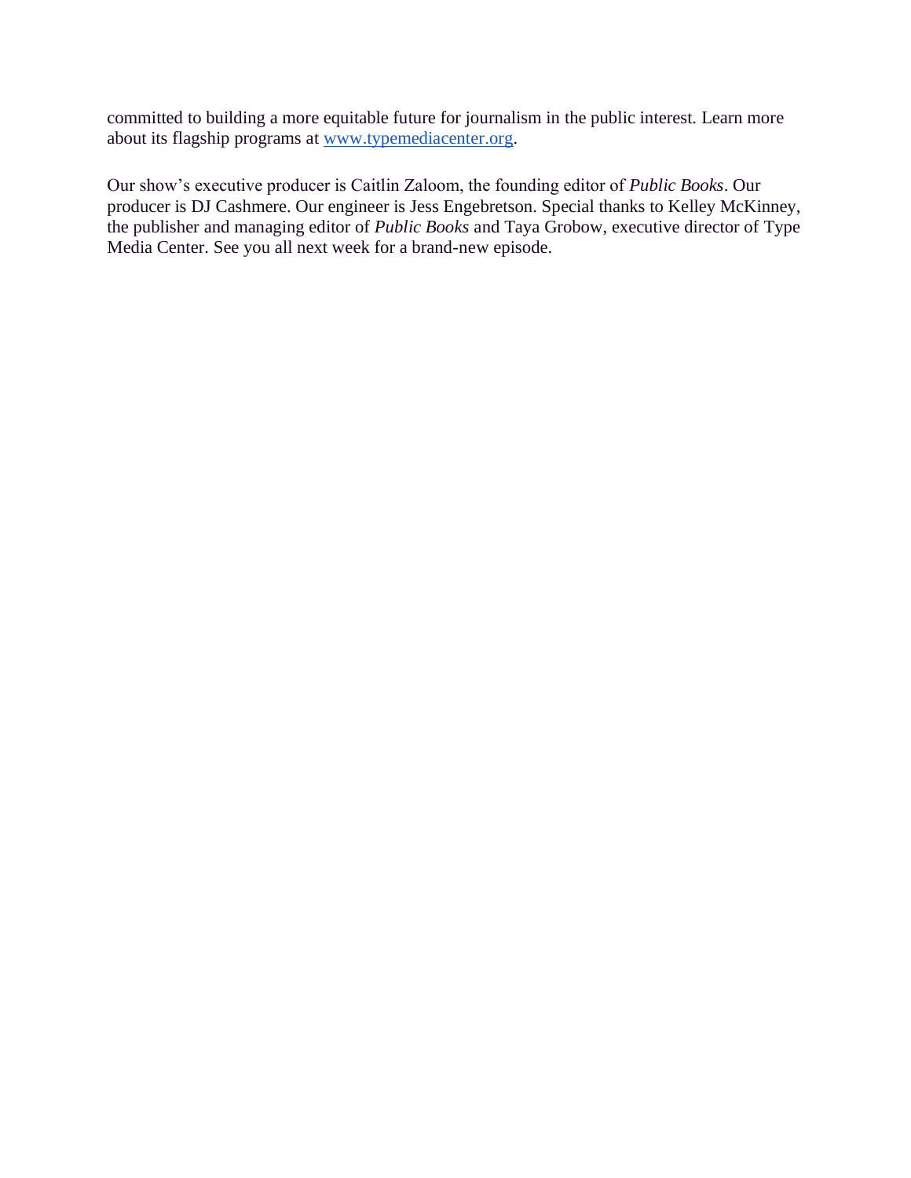committed to building a more equitable future for journalism in the public interest. Learn more about its flagship programs at [www.typemediacenter.org](http://www.typemediacenter.org).

Our show's executive producer is Caitlin Zaloom, the founding editor of *Public Books*. Our producer is DJ Cashmere. Our engineer is Jess Engebretson. Special thanks to Kelley McKinney, the publisher and managing editor of *Public Books* and Taya Grobow, executive director of Type Media Center. See you all next week for a brand-new episode.